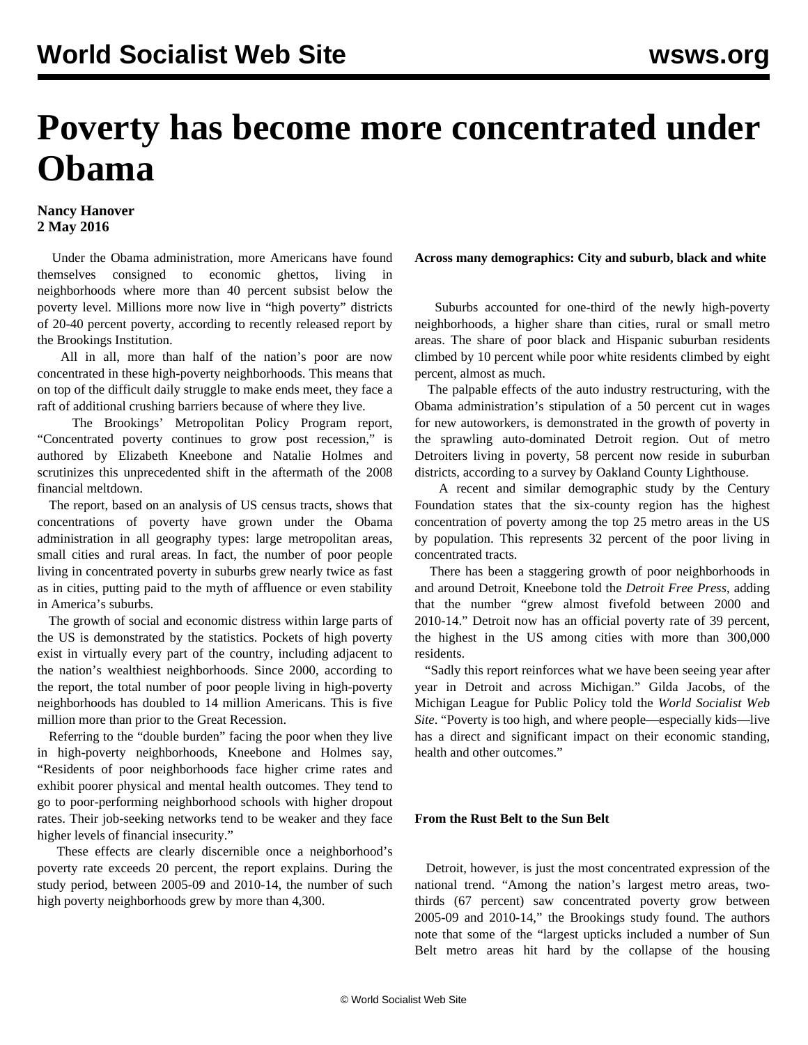# Poverty has become more concentrated under Obama

**Nancy Hanover**
**2 May 2016**

Under the Obama administration, more Americans have found themselves consigned to economic ghettos, living in neighborhoods where more than 40 percent subsist below the poverty level. Millions more now live in "high poverty" districts of 20-40 percent poverty, according to recently released report by the Brookings Institution.

All in all, more than half of the nation's poor are now concentrated in these high-poverty neighborhoods. This means that on top of the difficult daily struggle to make ends meet, they face a raft of additional crushing barriers because of where they live.

The Brookings' Metropolitan Policy Program report, "Concentrated poverty continues to grow post recession," is authored by Elizabeth Kneebone and Natalie Holmes and scrutinizes this unprecedented shift in the aftermath of the 2008 financial meltdown.

The report, based on an analysis of US census tracts, shows that concentrations of poverty have grown under the Obama administration in all geography types: large metropolitan areas, small cities and rural areas. In fact, the number of poor people living in concentrated poverty in suburbs grew nearly twice as fast as in cities, putting paid to the myth of affluence or even stability in America's suburbs.

The growth of social and economic distress within large parts of the US is demonstrated by the statistics. Pockets of high poverty exist in virtually every part of the country, including adjacent to the nation's wealthiest neighborhoods. Since 2000, according to the report, the total number of poor people living in high-poverty neighborhoods has doubled to 14 million Americans. This is five million more than prior to the Great Recession.

Referring to the "double burden" facing the poor when they live in high-poverty neighborhoods, Kneebone and Holmes say, "Residents of poor neighborhoods face higher crime rates and exhibit poorer physical and mental health outcomes. They tend to go to poor-performing neighborhood schools with higher dropout rates. Their job-seeking networks tend to be weaker and they face higher levels of financial insecurity."

These effects are clearly discernible once a neighborhood's poverty rate exceeds 20 percent, the report explains. During the study period, between 2005-09 and 2010-14, the number of such high poverty neighborhoods grew by more than 4,300.

**Across many demographics: City and suburb, black and white**

Suburbs accounted for one-third of the newly high-poverty neighborhoods, a higher share than cities, rural or small metro areas. The share of poor black and Hispanic suburban residents climbed by 10 percent while poor white residents climbed by eight percent, almost as much.

The palpable effects of the auto industry restructuring, with the Obama administration's stipulation of a 50 percent cut in wages for new autoworkers, is demonstrated in the growth of poverty in the sprawling auto-dominated Detroit region. Out of metro Detroiters living in poverty, 58 percent now reside in suburban districts, according to a survey by Oakland County Lighthouse.

A recent and similar demographic study by the Century Foundation states that the six-county region has the highest concentration of poverty among the top 25 metro areas in the US by population. This represents 32 percent of the poor living in concentrated tracts.

There has been a staggering growth of poor neighborhoods in and around Detroit, Kneebone told the *Detroit Free Press*, adding that the number "grew almost fivefold between 2000 and 2010-14." Detroit now has an official poverty rate of 39 percent, the highest in the US among cities with more than 300,000 residents.

"Sadly this report reinforces what we have been seeing year after year in Detroit and across Michigan." Gilda Jacobs, of the Michigan League for Public Policy told the *World Socialist Web Site*. "Poverty is too high, and where people—especially kids—live has a direct and significant impact on their economic standing, health and other outcomes."

**From the Rust Belt to the Sun Belt**

Detroit, however, is just the most concentrated expression of the national trend. "Among the nation's largest metro areas, two-thirds (67 percent) saw concentrated poverty grow between 2005-09 and 2010-14," the Brookings study found. The authors note that some of the "largest upticks included a number of Sun Belt metro areas hit hard by the collapse of the housing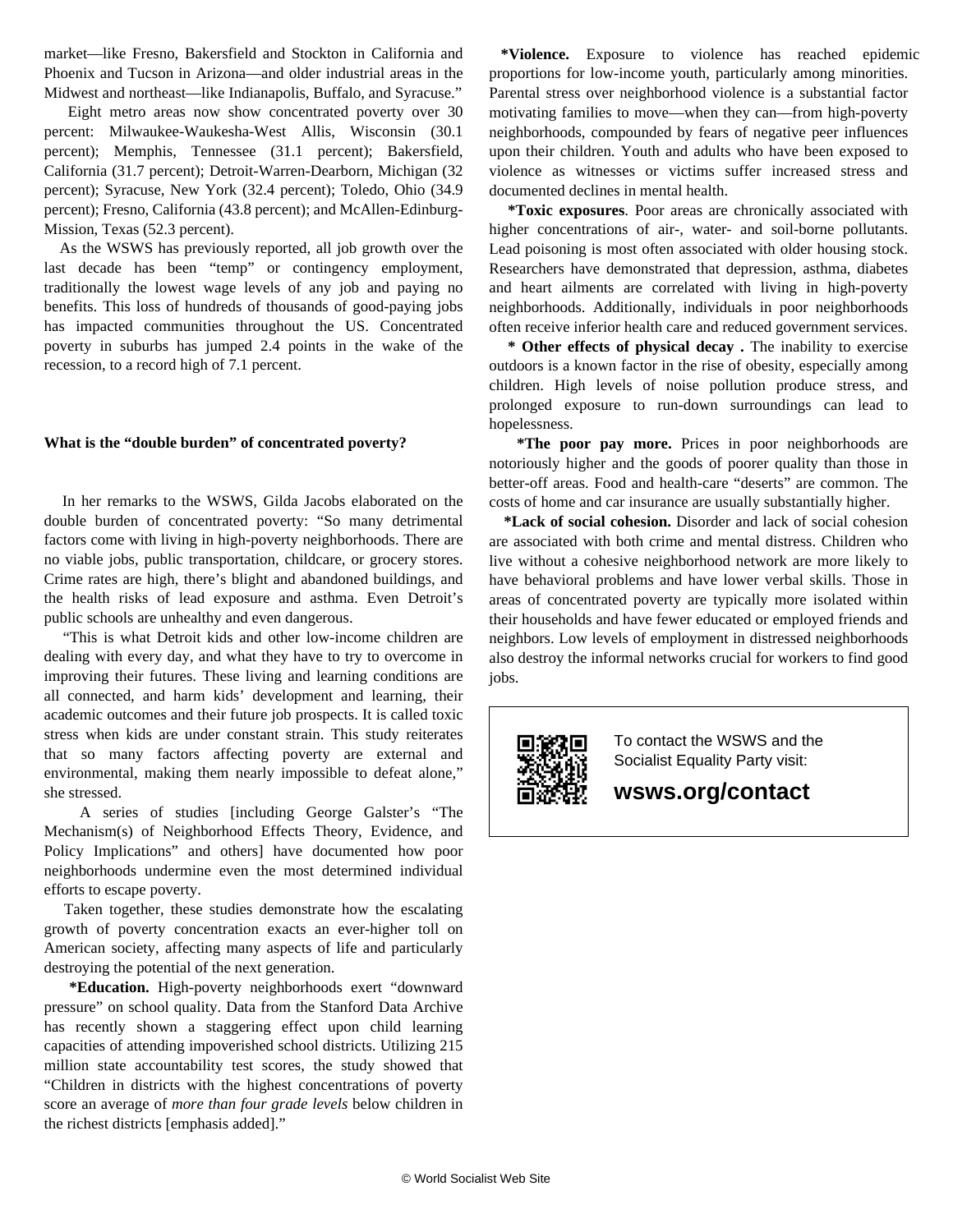market—like Fresno, Bakersfield and Stockton in California and Phoenix and Tucson in Arizona—and older industrial areas in the Midwest and northeast—like Indianapolis, Buffalo, and Syracuse."

Eight metro areas now show concentrated poverty over 30 percent: Milwaukee-Waukesha-West Allis, Wisconsin (30.1 percent); Memphis, Tennessee (31.1 percent); Bakersfield, California (31.7 percent); Detroit-Warren-Dearborn, Michigan (32 percent); Syracuse, New York (32.4 percent); Toledo, Ohio (34.9 percent); Fresno, California (43.8 percent); and McAllen-Edinburg-Mission, Texas (52.3 percent).

As the WSWS has previously reported, all job growth over the last decade has been "temp" or contingency employment, traditionally the lowest wage levels of any job and paying no benefits. This loss of hundreds of thousands of good-paying jobs has impacted communities throughout the US. Concentrated poverty in suburbs has jumped 2.4 points in the wake of the recession, to a record high of 7.1 percent.

**What is the "double burden" of concentrated poverty?**

In her remarks to the WSWS, Gilda Jacobs elaborated on the double burden of concentrated poverty: "So many detrimental factors come with living in high-poverty neighborhoods. There are no viable jobs, public transportation, childcare, or grocery stores. Crime rates are high, there's blight and abandoned buildings, and the health risks of lead exposure and asthma. Even Detroit's public schools are unhealthy and even dangerous.

"This is what Detroit kids and other low-income children are dealing with every day, and what they have to try to overcome in improving their futures. These living and learning conditions are all connected, and harm kids' development and learning, their academic outcomes and their future job prospects. It is called toxic stress when kids are under constant strain. This study reiterates that so many factors affecting poverty are external and environmental, making them nearly impossible to defeat alone," she stressed.

A series of studies [including George Galster's "The Mechanism(s) of Neighborhood Effects Theory, Evidence, and Policy Implications" and others] have documented how poor neighborhoods undermine even the most determined individual efforts to escape poverty.

Taken together, these studies demonstrate how the escalating growth of poverty concentration exacts an ever-higher toll on American society, affecting many aspects of life and particularly destroying the potential of the next generation.

**\*Education.** High-poverty neighborhoods exert "downward pressure" on school quality. Data from the Stanford Data Archive has recently shown a staggering effect upon child learning capacities of attending impoverished school districts. Utilizing 215 million state accountability test scores, the study showed that "Children in districts with the highest concentrations of poverty score an average of *more than four grade levels* below children in the richest districts [emphasis added]."

**\*Violence.** Exposure to violence has reached epidemic proportions for low-income youth, particularly among minorities. Parental stress over neighborhood violence is a substantial factor motivating families to move—when they can—from high-poverty neighborhoods, compounded by fears of negative peer influences upon their children. Youth and adults who have been exposed to violence as witnesses or victims suffer increased stress and documented declines in mental health.

**\*Toxic exposures**. Poor areas are chronically associated with higher concentrations of air-, water- and soil-borne pollutants. Lead poisoning is most often associated with older housing stock. Researchers have demonstrated that depression, asthma, diabetes and heart ailments are correlated with living in high-poverty neighborhoods. Additionally, individuals in poor neighborhoods often receive inferior health care and reduced government services.

**\* Other effects of physical decay .** The inability to exercise outdoors is a known factor in the rise of obesity, especially among children. High levels of noise pollution produce stress, and prolonged exposure to run-down surroundings can lead to hopelessness.

**\*The poor pay more.** Prices in poor neighborhoods are notoriously higher and the goods of poorer quality than those in better-off areas. Food and health-care "deserts" are common. The costs of home and car insurance are usually substantially higher.

**\*Lack of social cohesion.** Disorder and lack of social cohesion are associated with both crime and mental distress. Children who live without a cohesive neighborhood network are more likely to have behavioral problems and have lower verbal skills. Those in areas of concentrated poverty are typically more isolated within their households and have fewer educated or employed friends and neighbors. Low levels of employment in distressed neighborhoods also destroy the informal networks crucial for workers to find good jobs.

To contact the WSWS and the Socialist Equality Party visit:

**wsws.org/contact**